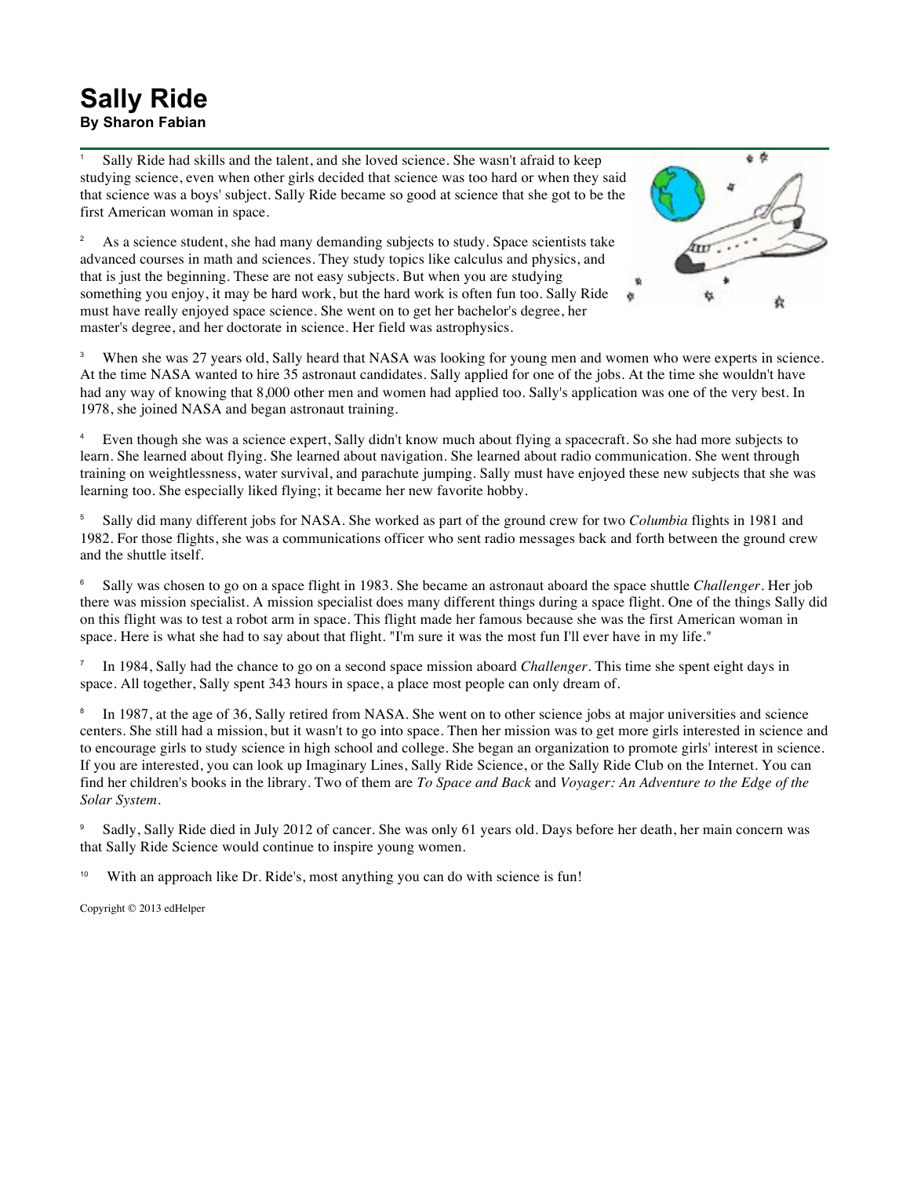# Sally Ride

**By Sharon Fabian**

1 Sally Ride had skills and the talent, and she loved science. She wasn't afraid to keep studying science, even when other girls decided that science was too hard or when they said that science was a boys' subject. Sally Ride became so good at science that she got to be the first American woman in space.

2 As a science student, she had many demanding subjects to study. Space scientists take advanced courses in math and sciences. They study topics like calculus and physics, and that is just the beginning. These are not easy subjects. But when you are studying something you enjoy, it may be hard work, but the hard work is often fun too. Sally Ride must have really enjoyed space science. She went on to get her bachelor's degree, her master's degree, and her doctorate in science. Her field was astrophysics.

3 When she was 27 years old, Sally heard that NASA was looking for young men and women who were experts in science. At the time NASA wanted to hire 35 astronaut candidates. Sally applied for one of the jobs. At the time she wouldn't have had any way of knowing that 8,000 other men and women had applied too. Sally's application was one of the very best. In 1978, she joined NASA and began astronaut training.

4 Even though she was a science expert, Sally didn't know much about flying a spacecraft. So she had more subjects to learn. She learned about flying. She learned about navigation. She learned about radio communication. She went through training on weightlessness, water survival, and parachute jumping. Sally must have enjoyed these new subjects that she was learning too. She especially liked flying; it became her new favorite hobby.

5 Sally did many different jobs for NASA. She worked as part of the ground crew for two *Columbia* flights in 1981 and 1982. For those flights, she was a communications officer who sent radio messages back and forth between the ground crew and the shuttle itself.

6 Sally was chosen to go on a space flight in 1983. She became an astronaut aboard the space shuttle *Challenger*. Her job there was mission specialist. A mission specialist does many different things during a space flight. One of the things Sally did on this flight was to test a robot arm in space. This flight made her famous because she was the first American woman in space. Here is what she had to say about that flight. "I'm sure it was the most fun I'll ever have in my life."

7 In 1984, Sally had the chance to go on a second space mission aboard *Challenger*. This time she spent eight days in space. All together, Sally spent 343 hours in space, a place most people can only dream of.

8 In 1987, at the age of 36, Sally retired from NASA. She went on to other science jobs at major universities and science centers. She still had a mission, but it wasn't to go into space. Then her mission was to get more girls interested in science and to encourage girls to study science in high school and college. She began an organization to promote girls' interest in science. If you are interested, you can look up Imaginary Lines, Sally Ride Science, or the Sally Ride Club on the Internet. You can find her children's books in the library. Two of them are *To Space and Back* and *Voyager: An Adventure to the Edge of the Solar System*.

9 Sadly, Sally Ride died in July 2012 of cancer. She was only 61 years old. Days before her death, her main concern was that Sally Ride Science would continue to inspire young women.

10 With an approach like Dr. Ride's, most anything you can do with science is fun!

Copyright © 2013 edHelper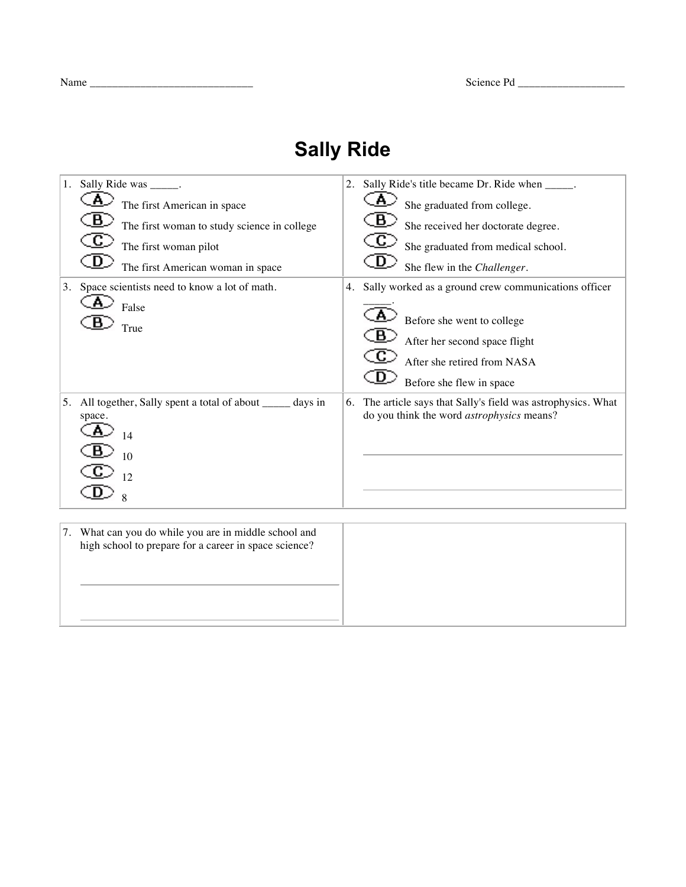Name ______________________________ Science Pd ___________________

# Sally Ride

1. Sally Ride was _____.
   - (A) The first American in space
   - (B) The first woman to study science in college
   - (C) The first woman pilot
   - (D) The first American woman in space

2. Sally Ride's title became Dr. Ride when _____.
   - (A) She graduated from college.
   - (B) She received her doctorate degree.
   - (C) She graduated from medical school.
   - (D) She flew in the *Challenger*.

3. Space scientists need to know a lot of math.
   - (A) False
   - (B) True

4. Sally worked as a ground crew communications officer _____.
   - (A) Before she went to college
   - (B) After her second space flight
   - (C) After she retired from NASA
   - (D) Before she flew in space

5. All together, Sally spent a total of about _____ days in space.
   - (A) 14
   - (B) 10
   - (C) 12
   - (D) 8

6. The article says that Sally's field was astrophysics. What do you think the word *astrophysics* means?

   ______________________________________________

   ______________________________________________

7. What can you do while you are in middle school and high school to prepare for a career in space science?

   ______________________________________________

   ______________________________________________